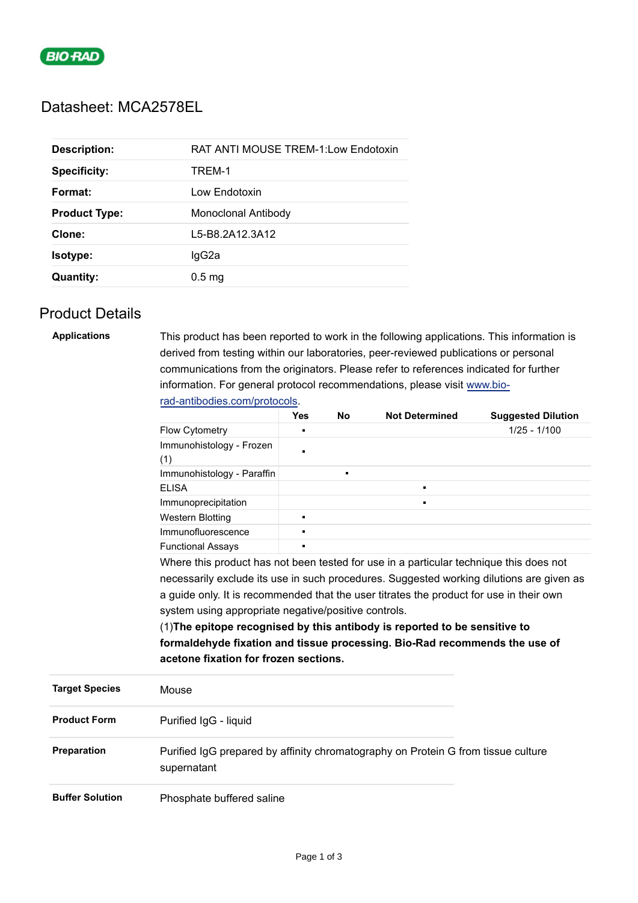BIO-RAD

# Datasheet: MCA2578EL

| | |
|---|---|
| **Description:** | RAT ANTI MOUSE TREM-1:Low Endotoxin |
| **Specificity:** | TREM-1 |
| **Format:** | Low Endotoxin |
| **Product Type:** | Monoclonal Antibody |
| **Clone:** | L5-B8.2A12.3A12 |
| **Isotype:** | IgG2a |
| **Quantity:** | 0.5 mg |

## Product Details

**Applications**

This product has been reported to work in the following applications. This information is derived from testing within our laboratories, peer-reviewed publications or personal communications from the originators. Please refer to references indicated for further information. For general protocol recommendations, please visit [www.bio-rad-antibodies.com/protocols](www.bio-rad-antibodies.com/protocols).

| | Yes | No | Not Determined | Suggested Dilution |
|---|---|---|---|---|
| Flow Cytometry | ▪ | | | 1/25 - 1/100 |
| Immunohistology - Frozen (1) | ▪ | | | |
| Immunohistology - Paraffin | | ▪ | | |
| ELISA | | | ▪ | |
| Immunoprecipitation | | | ▪ | |
| Western Blotting | ▪ | | | |
| Immunofluorescence | ▪ | | | |
| Functional Assays | ▪ | | | |

Where this product has not been tested for use in a particular technique this does not necessarily exclude its use in such procedures. Suggested working dilutions are given as a guide only. It is recommended that the user titrates the product for use in their own system using appropriate negative/positive controls.

(1)**The epitope recognised by this antibody is reported to be sensitive to formaldehyde fixation and tissue processing. Bio-Rad recommends the use of acetone fixation for frozen sections.**

| | |
|---|---|
| **Target Species** | Mouse |
| **Product Form** | Purified IgG - liquid |
| **Preparation** | Purified IgG prepared by affinity chromatography on Protein G from tissue culture supernatant |
| **Buffer Solution** | Phosphate buffered saline |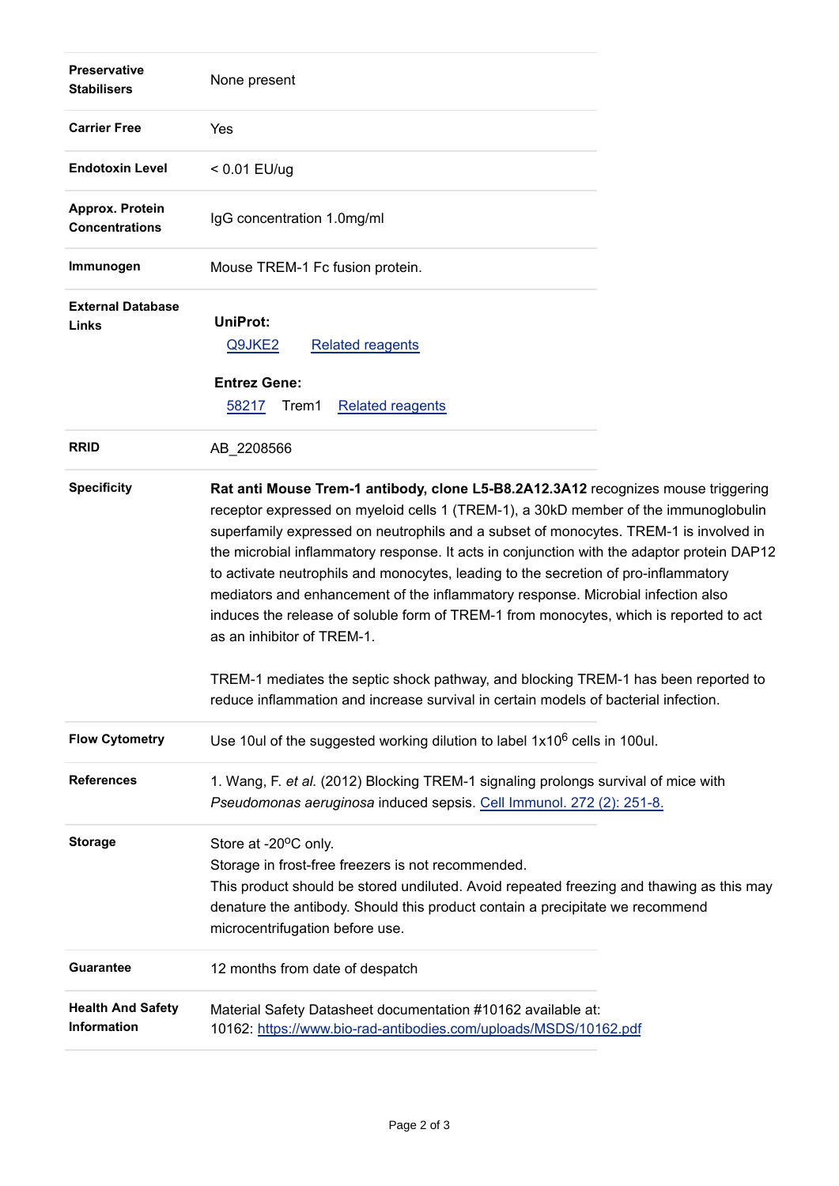| | |
|---|---|
| **Preservative Stabilisers** | None present |
| **Carrier Free** | Yes |
| **Endotoxin Level** | < 0.01 EU/ug |
| **Approx. Protein Concentrations** | IgG concentration 1.0mg/ml |
| **Immunogen** | Mouse TREM-1 Fc fusion protein. |
| **External Database Links** | **UniProt:** Q9JKE2 Related reagents<br><br>**Entrez Gene:** 58217 Trem1 Related reagents |
| **RRID** | AB_2208566 |
| **Specificity** | **Rat anti Mouse Trem-1 antibody, clone L5-B8.2A12.3A12** recognizes mouse triggering receptor expressed on myeloid cells 1 (TREM-1), a 30kD member of the immunoglobulin superfamily expressed on neutrophils and a subset of monocytes. TREM-1 is involved in the microbial inflammatory response. It acts in conjunction with the adaptor protein DAP12 to activate neutrophils and monocytes, leading to the secretion of pro-inflammatory mediators and enhancement of the inflammatory response. Microbial infection also induces the release of soluble form of TREM-1 from monocytes, which is reported to act as an inhibitor of TREM-1.<br><br>TREM-1 mediates the septic shock pathway, and blocking TREM-1 has been reported to reduce inflammation and increase survival in certain models of bacterial infection. |
| **Flow Cytometry** | Use 10ul of the suggested working dilution to label $1x10^6$ cells in 100ul. |
| **References** | 1. Wang, F. *et al.* (2012) Blocking TREM-1 signaling prolongs survival of mice with *Pseudomonas aeruginosa* induced sepsis. Cell Immunol. 272 (2): 251-8. |
| **Storage** | Store at -20ºC only.<br>Storage in frost-free freezers is not recommended.<br>This product should be stored undiluted. Avoid repeated freezing and thawing as this may denature the antibody. Should this product contain a precipitate we recommend microcentrifugation before use. |
| **Guarantee** | 12 months from date of despatch |
| **Health And Safety Information** | Material Safety Datasheet documentation #10162 available at:<br>10162: https://www.bio-rad-antibodies.com/uploads/MSDS/10162.pdf |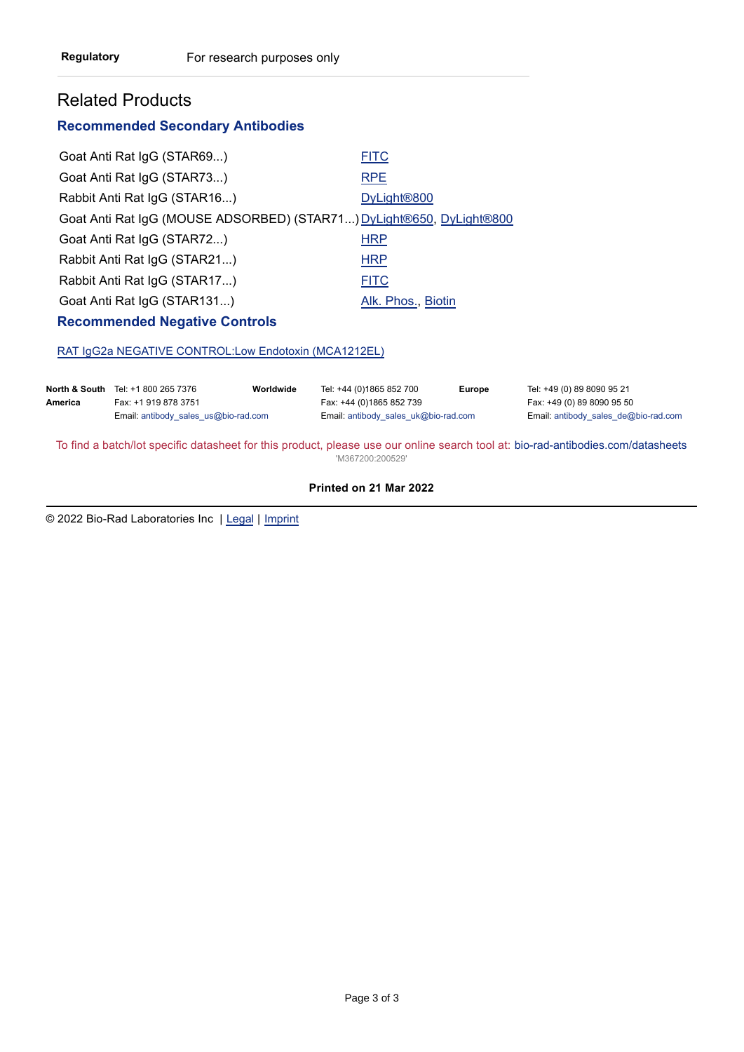| | |
|---|---|
| **Regulatory** | For research purposes only |

# Related Products

## Recommended Secondary Antibodies

| | |
|---|---|
| Goat Anti Rat IgG (STAR69...) | FITC |
| Goat Anti Rat IgG (STAR73...) | RPE |
| Rabbit Anti Rat IgG (STAR16...) | DyLight®800 |
| Goat Anti Rat IgG (MOUSE ADSORBED) (STAR71...) | DyLight®650, DyLight®800 |
| Goat Anti Rat IgG (STAR72...) | HRP |
| Rabbit Anti Rat IgG (STAR21...) | HRP |
| Rabbit Anti Rat IgG (STAR17...) | FITC |
| Goat Anti Rat IgG (STAR131...) | Alk. Phos., Biotin |

## Recommended Negative Controls

RAT IgG2a NEGATIVE CONTROL:Low Endotoxin (MCA1212EL)

| | | | | | |
|---|---|---|---|---|---|
| **North & South America** | Tel: +1 800 265 7376<br>Fax: +1 919 878 3751<br>Email: antibody_sales_us@bio-rad.com | **Worldwide** | Tel: +44 (0)1865 852 700<br>Fax: +44 (0)1865 852 739<br>Email: antibody_sales_uk@bio-rad.com | **Europe** | Tel: +49 (0) 89 8090 95 21<br>Fax: +49 (0) 89 8090 95 50<br>Email: antibody_sales_de@bio-rad.com |

To find a batch/lot specific datasheet for this product, please use our online search tool at: bio-rad-antibodies.com/datasheets

'M367200:200529'

**Printed on 21 Mar 2022**

© 2022 Bio-Rad Laboratories Inc | Legal | Imprint